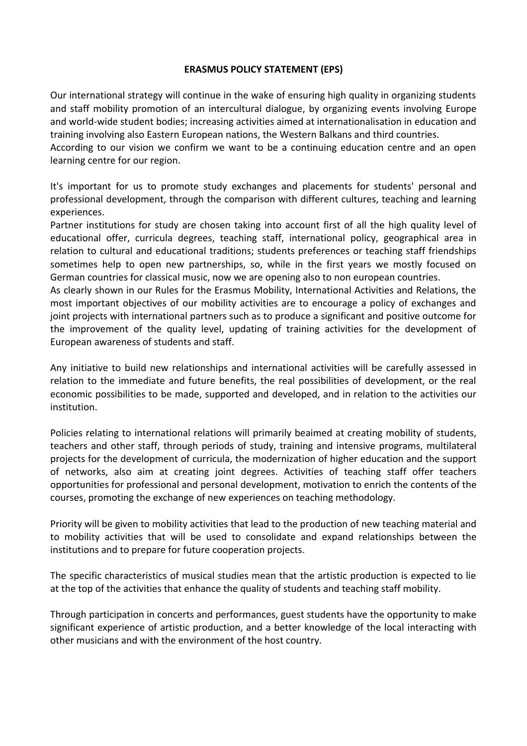**ERASMUS POLICY STATEMENT (EPS)**

Our international strategy will continue in the wake of ensuring high quality in organizing students and staff mobility promotion of an intercultural dialogue, by organizing events involving Europe and world-wide student bodies; increasing activities aimed at internationalisation in education and training involving also Eastern European nations, the Western Balkans and third countries.
According to our vision we confirm we want to be a continuing education centre and an open learning centre for our region.

It's important for us to promote study exchanges and placements for students' personal and professional development, through the comparison with different cultures, teaching and learning experiences.
Partner institutions for study are chosen taking into account first of all the high quality level of educational offer, curricula degrees, teaching staff, international policy, geographical area in relation to cultural and educational traditions; students preferences or teaching staff friendships sometimes help to open new partnerships, so, while in the first years we mostly focused on German countries for classical music, now we are opening also to non european countries.
As clearly shown in our Rules for the Erasmus Mobility, International Activities and Relations, the most important objectives of our mobility activities are to encourage a policy of exchanges and joint projects with international partners such as to produce a significant and positive outcome for the improvement of the quality level, updating of training activities for the development of European awareness of students and staff.

Any initiative to build new relationships and international activities will be carefully assessed in relation to the immediate and future benefits, the real possibilities of development, or the real economic possibilities to be made, supported and developed, and in relation to the activities our institution.

Policies relating to international relations will primarily beaimed at creating mobility of students, teachers and other staff, through periods of study, training and intensive programs, multilateral projects for the development of curricula, the modernization of higher education and the support of networks, also aim at creating joint degrees. Activities of teaching staff offer teachers opportunities for professional and personal development, motivation to enrich the contents of the courses, promoting the exchange of new experiences on teaching methodology.

Priority will be given to mobility activities that lead to the production of new teaching material and to mobility activities that will be used to consolidate and expand relationships between the institutions and to prepare for future cooperation projects.

The specific characteristics of musical studies mean that the artistic production is expected to lie at the top of the activities that enhance the quality of students and teaching staff mobility.

Through participation in concerts and performances, guest students have the opportunity to make significant experience of artistic production, and a better knowledge of the local interacting with other musicians and with the environment of the host country.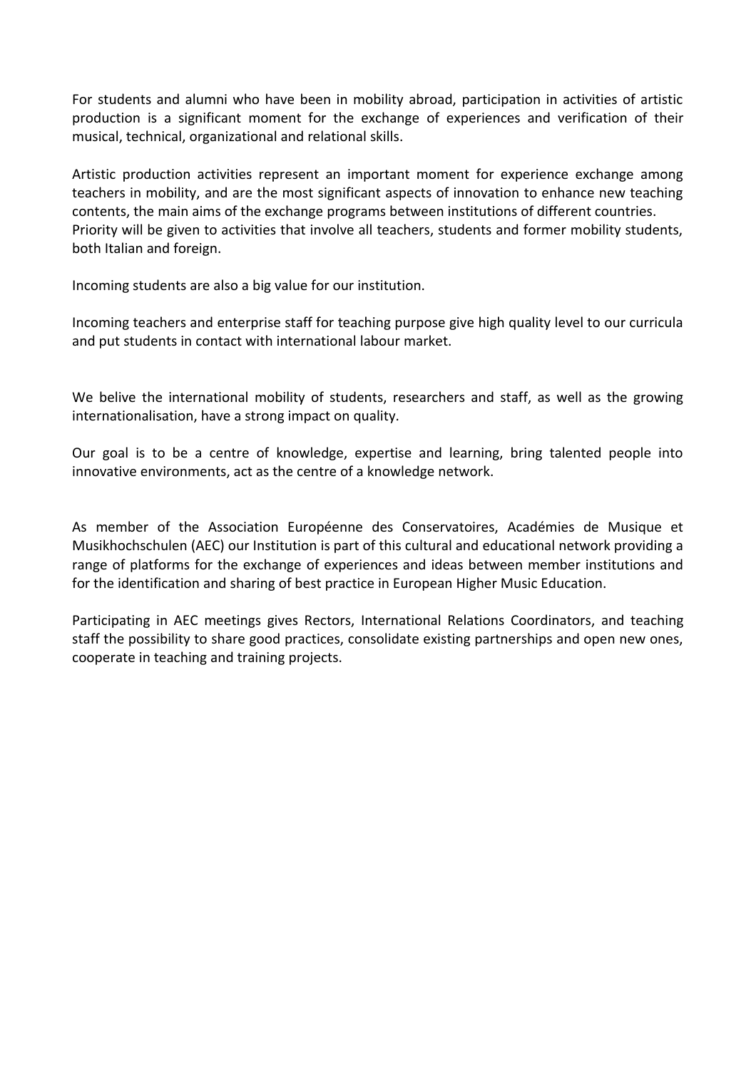For students and alumni who have been in mobility abroad, participation in activities of artistic production is a significant moment for the exchange of experiences and verification of their musical, technical, organizational and relational skills.

Artistic production activities represent an important moment for experience exchange among teachers in mobility, and are the most significant aspects of innovation to enhance new teaching contents, the main aims of the exchange programs between institutions of different countries.
Priority will be given to activities that involve all teachers, students and former mobility students, both Italian and foreign.

Incoming students are also a big value for our institution.

Incoming teachers and enterprise staff for teaching purpose give high quality level to our curricula and put students in contact with international labour market.

We belive the international mobility of students, researchers and staff, as well as the growing internationalisation, have a strong impact on quality.

Our goal is to be a centre of knowledge, expertise and learning, bring talented people into innovative environments, act as the centre of a knowledge network.

As member of the Association Européenne des Conservatoires, Académies de Musique et Musikhochschulen (AEC) our Institution is part of this cultural and educational network providing a range of platforms for the exchange of experiences and ideas between member institutions and for the identification and sharing of best practice in European Higher Music Education.

Participating in AEC meetings gives Rectors, International Relations Coordinators, and teaching staff the possibility to share good practices, consolidate existing partnerships and open new ones, cooperate in teaching and training projects.